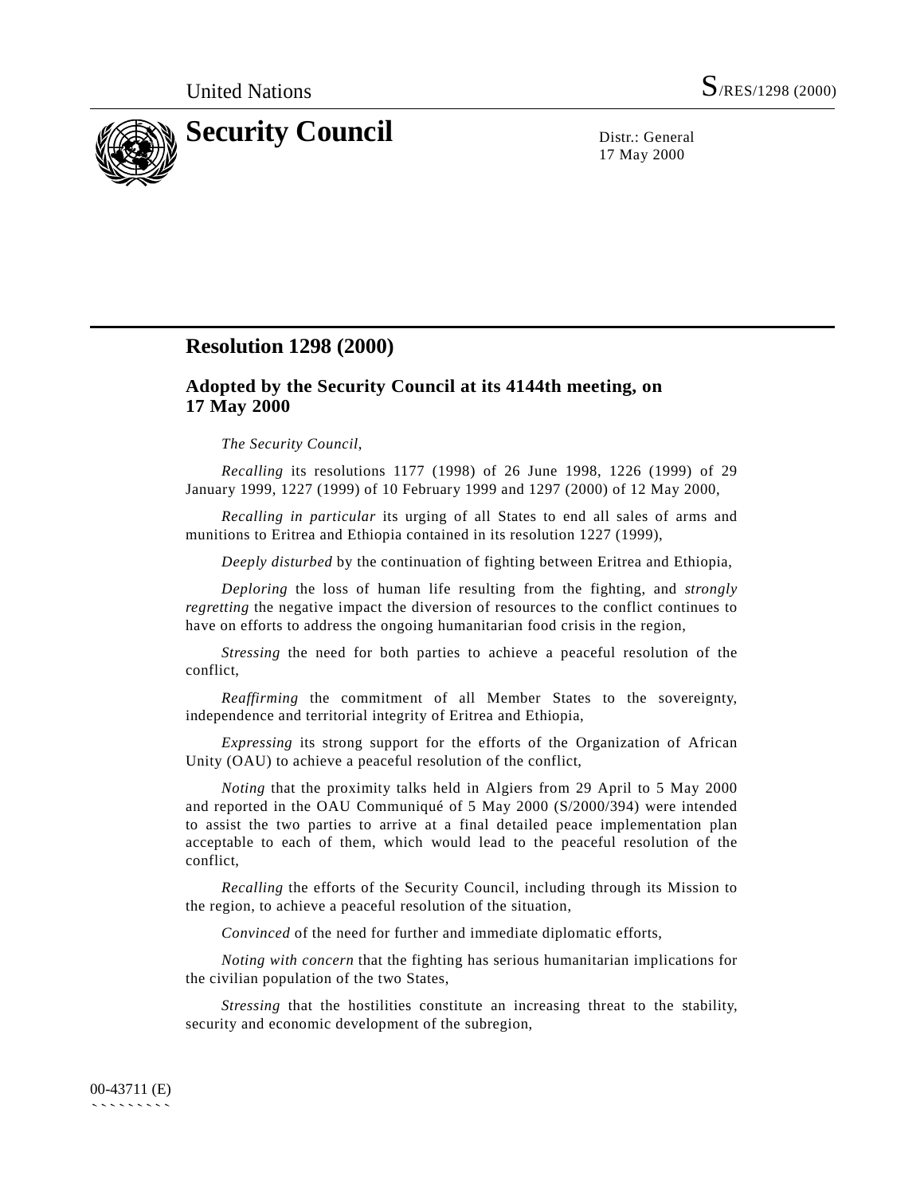United Nations S/RES/1298 (2000)

# Security Council

Distr.: General
17 May 2000

## Resolution 1298 (2000)

### Adopted by the Security Council at its 4144th meeting, on 17 May 2000

*The Security Council*,

*Recalling* its resolutions 1177 (1998) of 26 June 1998, 1226 (1999) of 29 January 1999, 1227 (1999) of 10 February 1999 and 1297 (2000) of 12 May 2000,

*Recalling in particular* its urging of all States to end all sales of arms and munitions to Eritrea and Ethiopia contained in its resolution 1227 (1999),

*Deeply disturbed* by the continuation of fighting between Eritrea and Ethiopia,

*Deploring* the loss of human life resulting from the fighting, and *strongly regretting* the negative impact the diversion of resources to the conflict continues to have on efforts to address the ongoing humanitarian food crisis in the region,

*Stressing* the need for both parties to achieve a peaceful resolution of the conflict,

*Reaffirming* the commitment of all Member States to the sovereignty, independence and territorial integrity of Eritrea and Ethiopia,

*Expressing* its strong support for the efforts of the Organization of African Unity (OAU) to achieve a peaceful resolution of the conflict,

*Noting* that the proximity talks held in Algiers from 29 April to 5 May 2000 and reported in the OAU Communiqué of 5 May 2000 (S/2000/394) were intended to assist the two parties to arrive at a final detailed peace implementation plan acceptable to each of them, which would lead to the peaceful resolution of the conflict,

*Recalling* the efforts of the Security Council, including through its Mission to the region, to achieve a peaceful resolution of the situation,

*Convinced* of the need for further and immediate diplomatic efforts,

*Noting with concern* that the fighting has serious humanitarian implications for the civilian population of the two States,

*Stressing* that the hostilities constitute an increasing threat to the stability, security and economic development of the subregion,

00-43711 (E)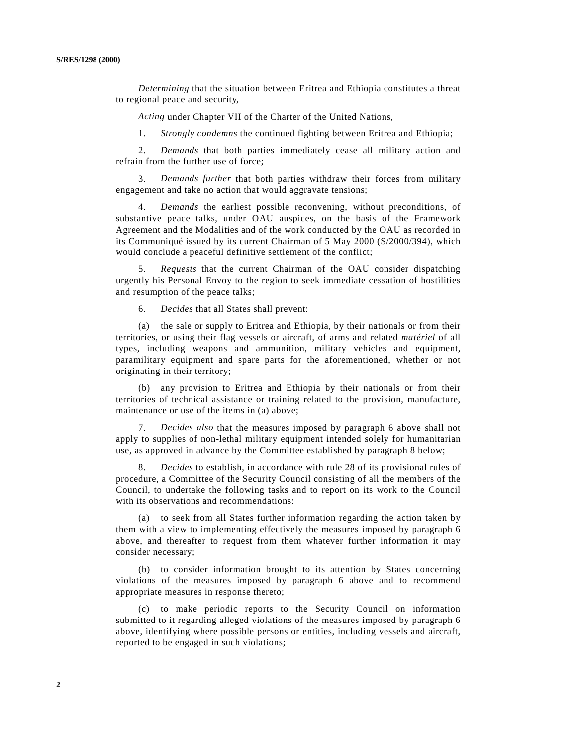*Determining* that the situation between Eritrea and Ethiopia constitutes a threat to regional peace and security,

*Acting* under Chapter VII of the Charter of the United Nations,

1. *Strongly condemns* the continued fighting between Eritrea and Ethiopia;

2. *Demands* that both parties immediately cease all military action and refrain from the further use of force;

3. *Demands further* that both parties withdraw their forces from military engagement and take no action that would aggravate tensions;

4. *Demands* the earliest possible reconvening, without preconditions, of substantive peace talks, under OAU auspices, on the basis of the Framework Agreement and the Modalities and of the work conducted by the OAU as recorded in its Communiqué issued by its current Chairman of 5 May 2000 (S/2000/394), which would conclude a peaceful definitive settlement of the conflict;

5. *Requests* that the current Chairman of the OAU consider dispatching urgently his Personal Envoy to the region to seek immediate cessation of hostilities and resumption of the peace talks;

6. *Decides* that all States shall prevent:

(a) the sale or supply to Eritrea and Ethiopia, by their nationals or from their territories, or using their flag vessels or aircraft, of arms and related *matériel* of all types, including weapons and ammunition, military vehicles and equipment, paramilitary equipment and spare parts for the aforementioned, whether or not originating in their territory;

(b) any provision to Eritrea and Ethiopia by their nationals or from their territories of technical assistance or training related to the provision, manufacture, maintenance or use of the items in (a) above;

7. *Decides also* that the measures imposed by paragraph 6 above shall not apply to supplies of non-lethal military equipment intended solely for humanitarian use, as approved in advance by the Committee established by paragraph 8 below;

8. *Decides* to establish, in accordance with rule 28 of its provisional rules of procedure, a Committee of the Security Council consisting of all the members of the Council, to undertake the following tasks and to report on its work to the Council with its observations and recommendations:

(a) to seek from all States further information regarding the action taken by them with a view to implementing effectively the measures imposed by paragraph 6 above, and thereafter to request from them whatever further information it may consider necessary;

(b) to consider information brought to its attention by States concerning violations of the measures imposed by paragraph 6 above and to recommend appropriate measures in response thereto;

(c) to make periodic reports to the Security Council on information submitted to it regarding alleged violations of the measures imposed by paragraph 6 above, identifying where possible persons or entities, including vessels and aircraft, reported to be engaged in such violations;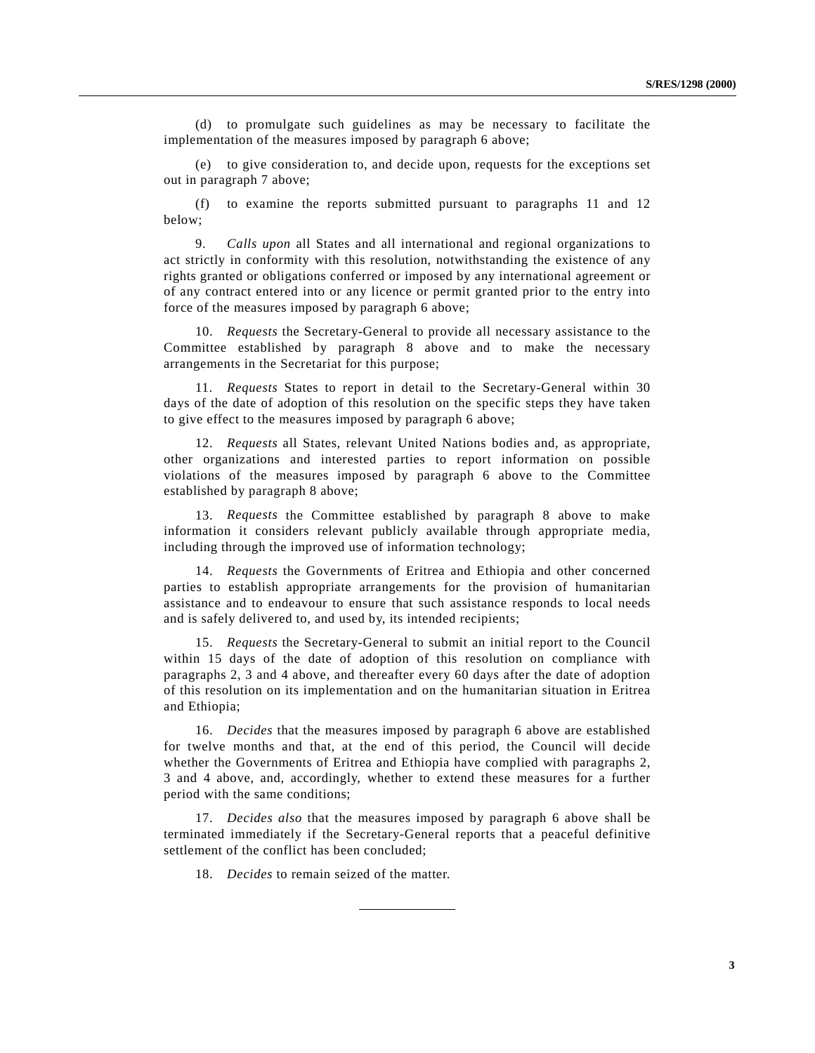(d) to promulgate such guidelines as may be necessary to facilitate the implementation of the measures imposed by paragraph 6 above;

(e) to give consideration to, and decide upon, requests for the exceptions set out in paragraph 7 above;

(f) to examine the reports submitted pursuant to paragraphs 11 and 12 below;

9. *Calls upon* all States and all international and regional organizations to act strictly in conformity with this resolution, notwithstanding the existence of any rights granted or obligations conferred or imposed by any international agreement or of any contract entered into or any licence or permit granted prior to the entry into force of the measures imposed by paragraph 6 above;

10. *Requests* the Secretary-General to provide all necessary assistance to the Committee established by paragraph 8 above and to make the necessary arrangements in the Secretariat for this purpose;

11. *Requests* States to report in detail to the Secretary-General within 30 days of the date of adoption of this resolution on the specific steps they have taken to give effect to the measures imposed by paragraph 6 above;

12. *Requests* all States, relevant United Nations bodies and, as appropriate, other organizations and interested parties to report information on possible violations of the measures imposed by paragraph 6 above to the Committee established by paragraph 8 above;

13. *Requests* the Committee established by paragraph 8 above to make information it considers relevant publicly available through appropriate media, including through the improved use of information technology;

14. *Requests* the Governments of Eritrea and Ethiopia and other concerned parties to establish appropriate arrangements for the provision of humanitarian assistance and to endeavour to ensure that such assistance responds to local needs and is safely delivered to, and used by, its intended recipients;

15. *Requests* the Secretary-General to submit an initial report to the Council within 15 days of the date of adoption of this resolution on compliance with paragraphs 2, 3 and 4 above, and thereafter every 60 days after the date of adoption of this resolution on its implementation and on the humanitarian situation in Eritrea and Ethiopia;

16. *Decides* that the measures imposed by paragraph 6 above are established for twelve months and that, at the end of this period, the Council will decide whether the Governments of Eritrea and Ethiopia have complied with paragraphs 2, 3 and 4 above, and, accordingly, whether to extend these measures for a further period with the same conditions;

17. *Decides also* that the measures imposed by paragraph 6 above shall be terminated immediately if the Secretary-General reports that a peaceful definitive settlement of the conflict has been concluded;

18. *Decides* to remain seized of the matter.